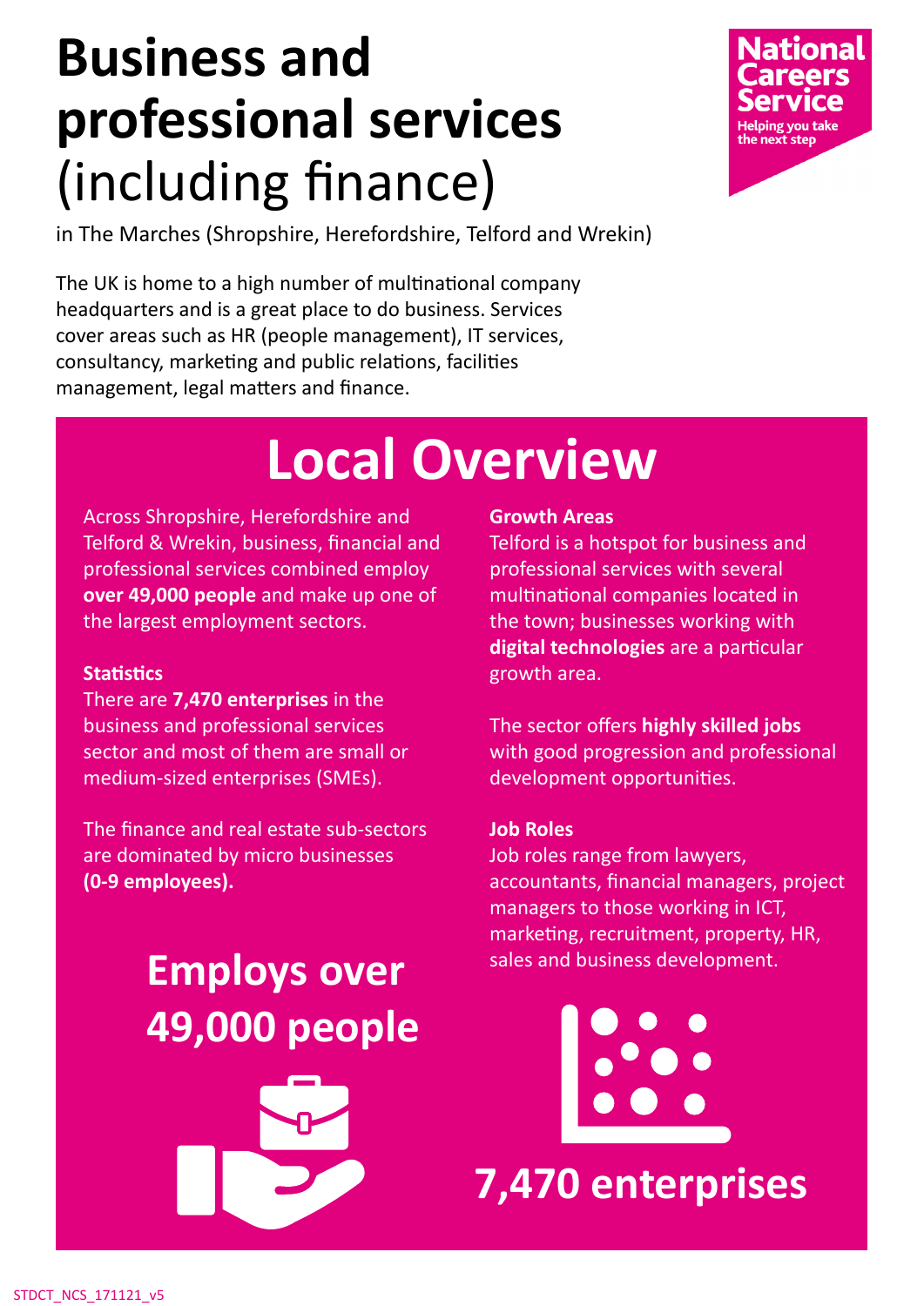# Business and professional services (including finance)

in The Marches (Shropshire, Herefordshire, Telford and Wrekin)

National Careers Service
Helping you take the next step

The UK is home to a high number of multinational company headquarters and is a great place to do business. Services cover areas such as HR (people management), IT services, consultancy, marketing and public relations, facilities management, legal matters and finance.

## Local Overview

Across Shropshire, Herefordshire and Telford & Wrekin, business, financial and professional services combined employ **over 49,000 people** and make up one of the largest employment sectors.

### Statistics

There are **7,470 enterprises** in the business and professional services sector and most of them are small or medium-sized enterprises (SMEs).

The finance and real estate sub-sectors are dominated by micro businesses **(0-9 employees).**

**Employs over 49,000 people**

### Growth Areas

Telford is a hotspot for business and professional services with several multinational companies located in the town; businesses working with **digital technologies** are a particular growth area.

The sector offers **highly skilled jobs** with good progression and professional development opportunities.

### Job Roles

Job roles range from lawyers, accountants, financial managers, project managers to those working in ICT, marketing, recruitment, property, HR, sales and business development.

**7,470 enterprises**

STDCT_NCS_171121_v5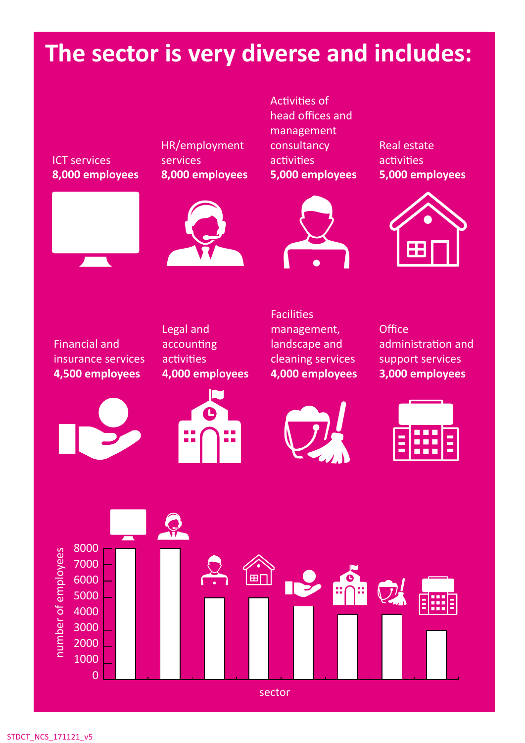# The sector is very diverse and includes:

ICT services
**8,000 employees**

HR/employment services
**8,000 employees**

Activities of head offices and management consultancy activities
**5,000 employees**

Real estate activities
**5,000 employees**

Financial and insurance services
**4,500 employees**

Legal and accounting activities
**4,000 employees**

Facilities management, landscape and cleaning services
**4,000 employees**

Office administration and support services
**3,000 employees**

| sector | number of employees |
|---|---|
| ICT services | 8000 |
| HR/employment services | 8000 |
| Activities of head offices and management consultancy activities | 5000 |
| Real estate activities | 5000 |
| Financial and insurance services | 4500 |
| Legal and accounting activities | 4000 |
| Facilities management, landscape and cleaning services | 4000 |
| Office administration and support services | 3000 |

STDCT_NCS_171121_v5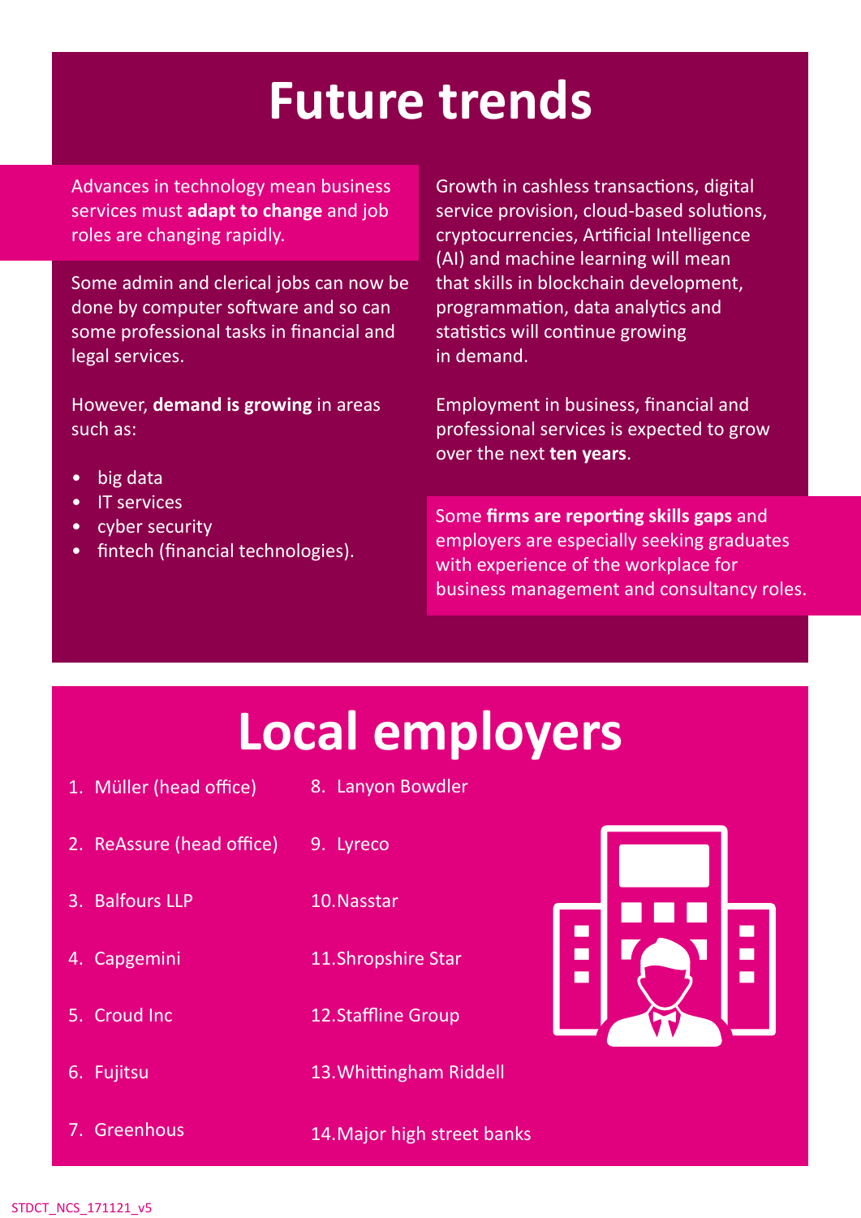# Future trends

Advances in technology mean business services must **adapt to change** and job roles are changing rapidly.

Some admin and clerical jobs can now be done by computer software and so can some professional tasks in financial and legal services.

However, **demand is growing** in areas such as:

- big data
- IT services
- cyber security
- fintech (financial technologies).

Growth in cashless transactions, digital service provision, cloud-based solutions, cryptocurrencies, Artificial Intelligence (AI) and machine learning will mean that skills in blockchain development, programmation, data analytics and statistics will continue growing in demand.

Employment in business, financial and professional services is expected to grow over the next **ten years**.

Some **firms are reporting skills gaps** and employers are especially seeking graduates with experience of the workplace for business management and consultancy roles.

# Local employers

1. Müller (head office)
2. ReAssure (head office)
3. Balfours LLP
4. Capgemini
5. Croud Inc
6. Fujitsu
7. Greenhous
8. Lanyon Bowdler
9. Lyreco
10. Nasstar
11. Shropshire Star
12. Staffline Group
13. Whittingham Riddell
14. Major high street banks

STDCT_NCS_171121_v5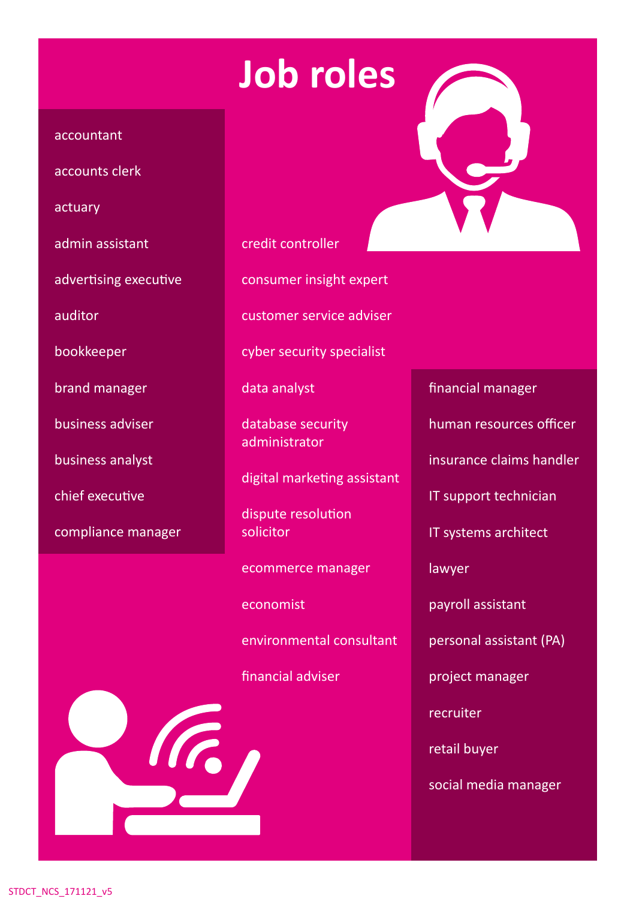# Job roles

- accountant
- accounts clerk
- actuary
- admin assistant
- advertising executive
- auditor
- bookkeeper
- brand manager
- business adviser
- business analyst
- chief executive
- compliance manager
- credit controller
- consumer insight expert
- customer service adviser
- cyber security specialist
- data analyst
- database security administrator
- digital marketing assistant
- dispute resolution solicitor
- ecommerce manager
- economist
- environmental consultant
- financial adviser
- financial manager
- human resources officer
- insurance claims handler
- IT support technician
- IT systems architect
- lawyer
- payroll assistant
- personal assistant (PA)
- project manager
- recruiter
- retail buyer
- social media manager

STDCT_NCS_171121_v5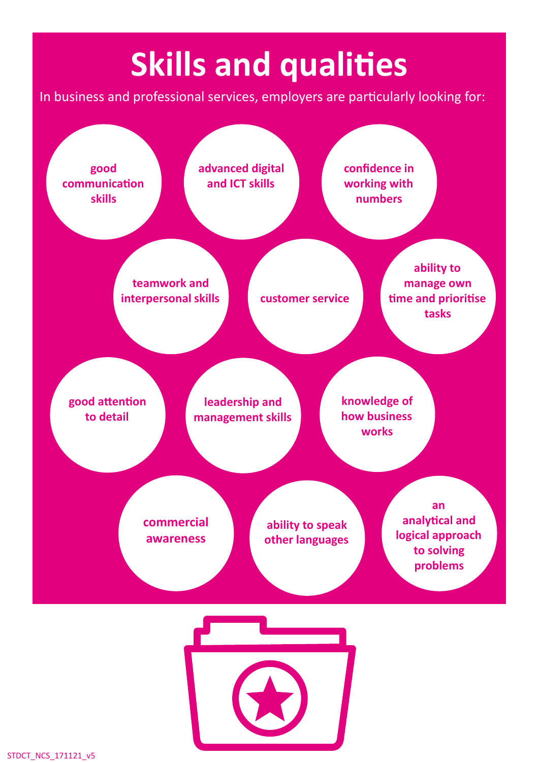# Skills and qualities

In business and professional services, employers are particularly looking for:

- good communication skills
- advanced digital and ICT skills
- confidence in working with numbers
- teamwork and interpersonal skills
- customer service
- ability to manage own time and prioritise tasks
- good attention to detail
- leadership and management skills
- knowledge of how business works
- commercial awareness
- ability to speak other languages
- an analytical and logical approach to solving problems

STDCT_NCS_171121_v5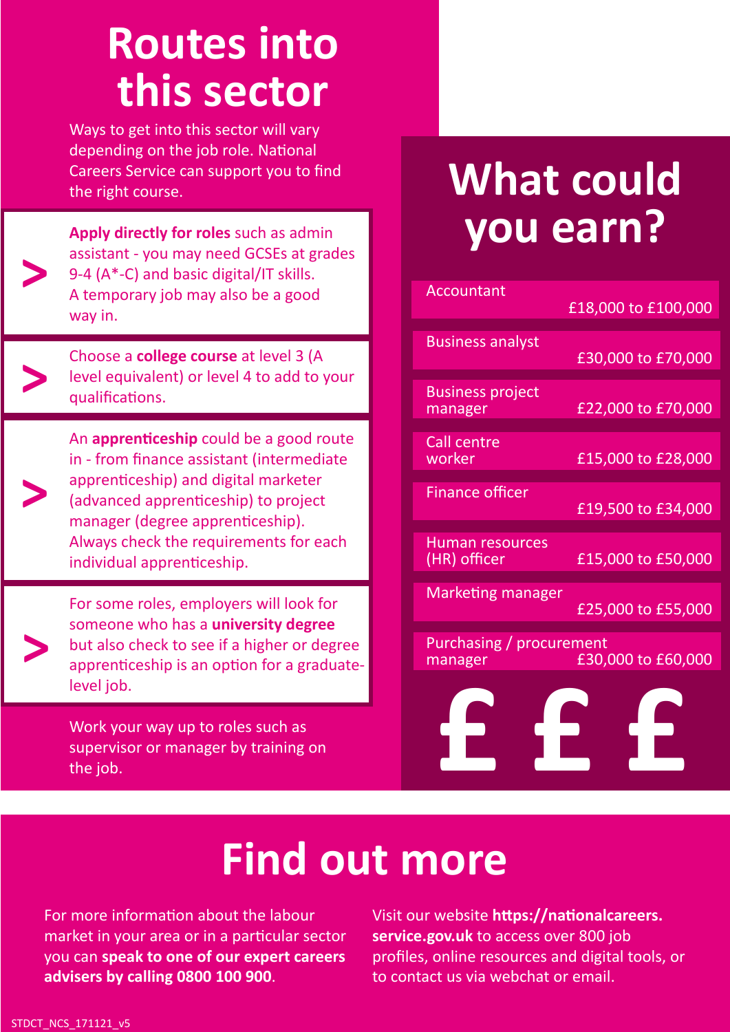# Routes into this sector

Ways to get into this sector will vary depending on the job role. National Careers Service can support you to find the right course.

- **Apply directly for roles** such as admin assistant - you may need GCSEs at grades 9-4 (A*-C) and basic digital/IT skills. A temporary job may also be a good way in.
- Choose a **college course** at level 3 (A level equivalent) or level 4 to add to your qualifications.
- An **apprenticeship** could be a good route in - from finance assistant (intermediate apprenticeship) and digital marketer (advanced apprenticeship) to project manager (degree apprenticeship). Always check the requirements for each individual apprenticeship.
- For some roles, employers will look for someone who has a **university degree** but also check to see if a higher or degree apprenticeship is an option for a graduate-level job.

Work your way up to roles such as supervisor or manager by training on the job.

# What could you earn?

| | |
|---|---|
| Accountant | £18,000 to £100,000 |
| Business analyst | £30,000 to £70,000 |
| Business project manager | £22,000 to £70,000 |
| Call centre worker | £15,000 to £28,000 |
| Finance officer | £19,500 to £34,000 |
| Human resources (HR) officer | £15,000 to £50,000 |
| Marketing manager | £25,000 to £55,000 |
| Purchasing / procurement manager | £30,000 to £60,000 |

# Find out more

For more information about the labour market in your area or in a particular sector you can **speak to one of our expert careers advisers by calling 0800 100 900**.

Visit our website **https://nationalcareers.service.gov.uk** to access over 800 job profiles, online resources and digital tools, or to contact us via webchat or email.

STDCT_NCS_171121_v5